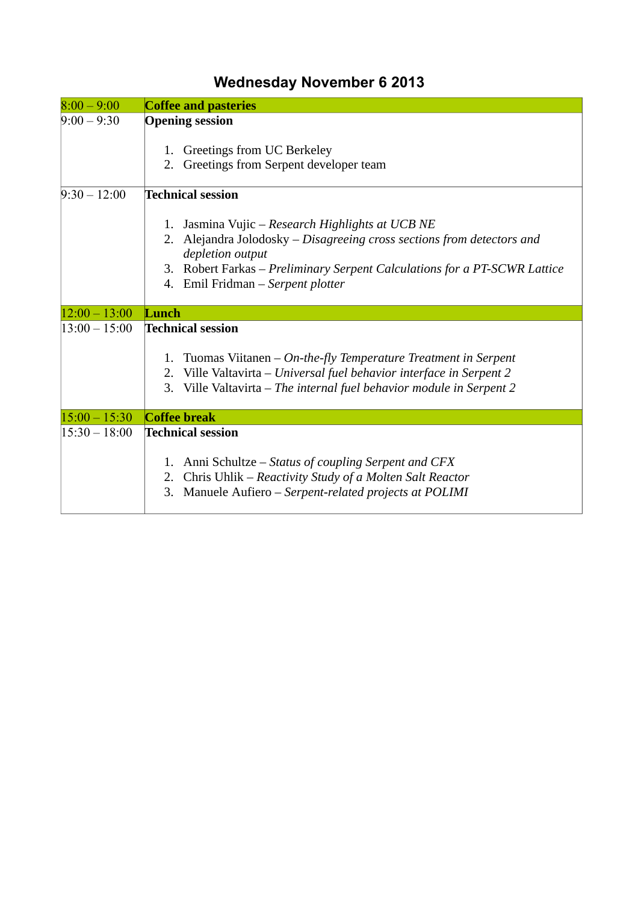# Wednesday November 6 2013

| | |
|---|---|
| 8:00 – 9:00 | **Coffee and pasteries** |
| 9:00 – 9:30 | **Opening session**<br><br>1. Greetings from UC Berkeley<br>2. Greetings from Serpent developer team |
| 9:30 – 12:00 | **Technical session**<br><br>1. Jasmina Vujic – *Research Highlights at UCB NE*<br>2. Alejandra Jolodosky – *Disagreeing cross sections from detectors and depletion output*<br>3. Robert Farkas – *Preliminary Serpent Calculations for a PT-SCWR Lattice*<br>4. Emil Fridman – *Serpent plotter* |
| 12:00 – 13:00 | **Lunch** |
| 13:00 – 15:00 | **Technical session**<br><br>1. Tuomas Viitanen – *On-the-fly Temperature Treatment in Serpent*<br>2. Ville Valtavirta – *Universal fuel behavior interface in Serpent 2*<br>3. Ville Valtavirta – *The internal fuel behavior module in Serpent 2* |
| 15:00 – 15:30 | **Coffee break** |
| 15:30 – 18:00 | **Technical session**<br><br>1. Anni Schultze – *Status of coupling Serpent and CFX*<br>2. Chris Uhlik – *Reactivity Study of a Molten Salt Reactor*<br>3. Manuele Aufiero – *Serpent-related projects at POLIMI* |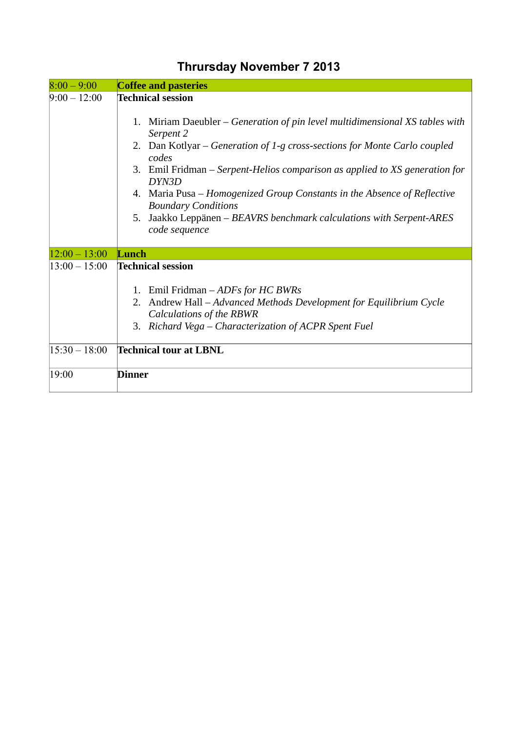## Thrursday November 7 2013

| 8:00 – 9:00 | **Coffee and pasteries** |
|---|---|
| 9:00 – 12:00 | **Technical session**<br><br>1. Miriam Daeubler – *Generation of pin level multidimensional XS tables with Serpent 2*<br>2. Dan Kotlyar – *Generation of 1-g cross-sections for Monte Carlo coupled codes*<br>3. Emil Fridman – *Serpent-Helios comparison as applied to XS generation for DYN3D*<br>4. Maria Pusa – *Homogenized Group Constants in the Absence of Reflective Boundary Conditions*<br>5. Jaakko Leppänen – *BEAVRS benchmark calculations with Serpent-ARES code sequence* |
| 12:00 – 13:00 | **Lunch** |
| 13:00 – 15:00 | **Technical session**<br><br>1. Emil Fridman – *ADFs for HC BWRs*<br>2. Andrew Hall – *Advanced Methods Development for Equilibrium Cycle Calculations of the RBWR*<br>3. *Richard Vega – Characterization of ACPR Spent Fuel* |
| 15:30 – 18:00 | **Technical tour at LBNL** |
| 19:00 | **Dinner** |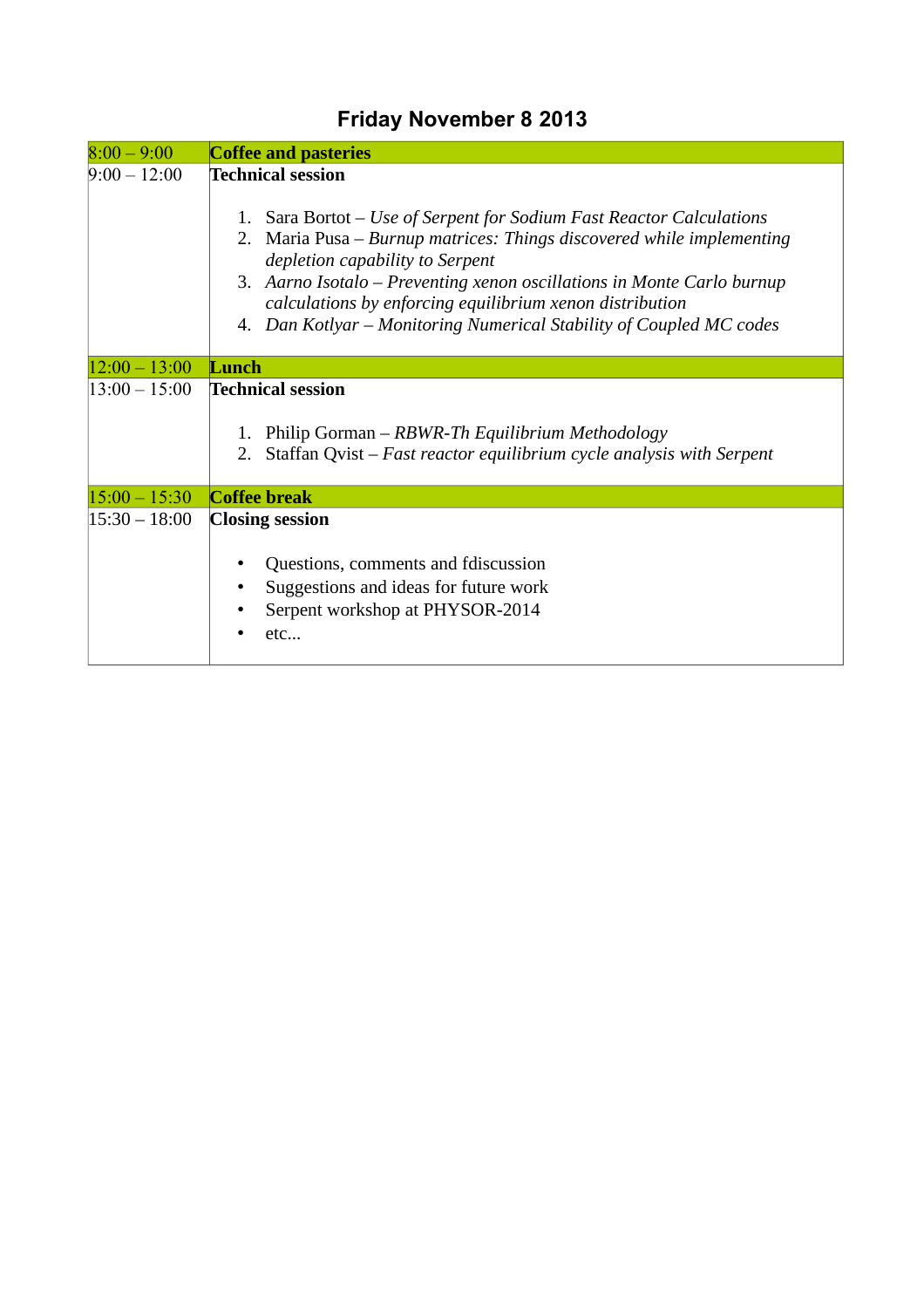# Friday November 8 2013

| | |
|---|---|
| 8:00 – 9:00 | **Coffee and pasteries** |
| 9:00 – 12:00 | **Technical session**<br><br>1. Sara Bortot – *Use of Serpent for Sodium Fast Reactor Calculations*<br>2. Maria Pusa – *Burnup matrices: Things discovered while implementing depletion capability to Serpent*<br>3. *Aarno Isotalo – Preventing xenon oscillations in Monte Carlo burnup calculations by enforcing equilibrium xenon distribution*<br>4. *Dan Kotlyar – Monitoring Numerical Stability of Coupled MC codes* |
| 12:00 – 13:00 | **Lunch** |
| 13:00 – 15:00 | **Technical session**<br><br>1. Philip Gorman – *RBWR-Th Equilibrium Methodology*<br>2. Staffan Qvist – *Fast reactor equilibrium cycle analysis with Serpent* |
| 15:00 – 15:30 | **Coffee break** |
| 15:30 – 18:00 | **Closing session**<br><br>• Questions, comments and fdiscussion<br>• Suggestions and ideas for future work<br>• Serpent workshop at PHYSOR-2014<br>• etc... |